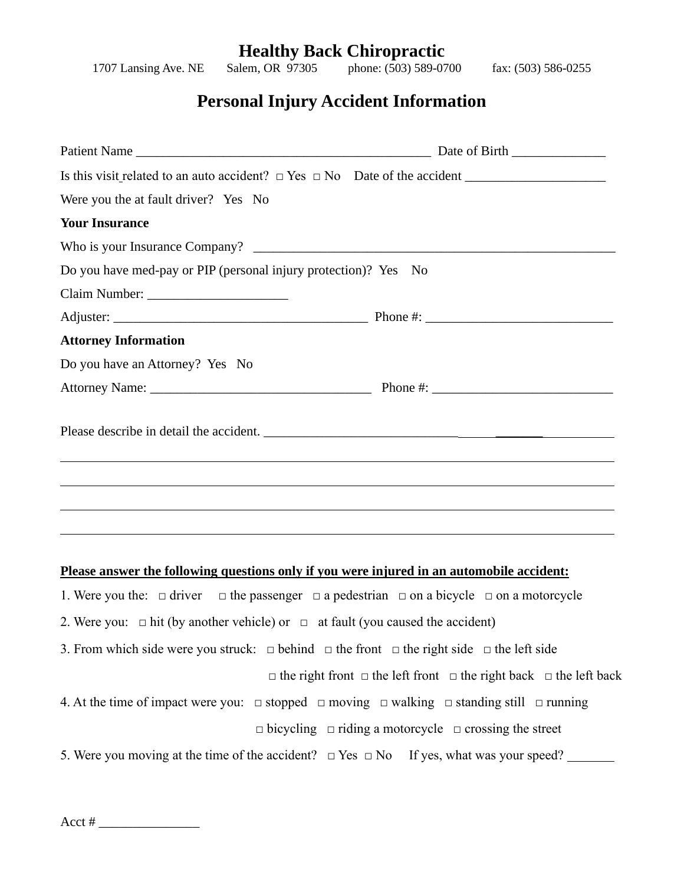# Healthy Back Chiropractic

1707 Lansing Ave. NE Salem, OR 97305 phone: (503) 589-0700 fax: (503) 586-0255

## Personal Injury Accident Information

Patient Name _____________________________________________ Date of Birth ______________

Is this visit related to an auto accident? □ Yes □ No Date of the accident _____________________

Were you the at fault driver? Yes No

**Your Insurance**

Who is your Insurance Company? ______________________________________________________

Do you have med-pay or PIP (personal injury protection)? Yes No

Claim Number: _____________________

Adjuster: _______________________________________ Phone #: ____________________________

**Attorney Information**

Do you have an Attorney? Yes No

Attorney Name: _________________________________ Phone #: ___________________________

Please describe in detail the accident. __________________________________________________

_____________________________________________________________________________________

_____________________________________________________________________________________

_____________________________________________________________________________________

_____________________________________________________________________________________

**<u>Please answer the following questions only if you were injured in an automobile accident:</u>**

1. Were you the: □ driver □ the passenger □ a pedestrian □ on a bicycle □ on a motorcycle
2. Were you: □ hit (by another vehicle) or □ at fault (you caused the accident)
3. From which side were you struck: □ behind □ the front □ the right side □ the left side □ the right front □ the left front □ the right back □ the left back
4. At the time of impact were you: □ stopped □ moving □ walking □ standing still □ running □ bicycling □ riding a motorcycle □ crossing the street
5. Were you moving at the time of the accident? □ Yes □ No If yes, what was your speed? _______

Acct # _______________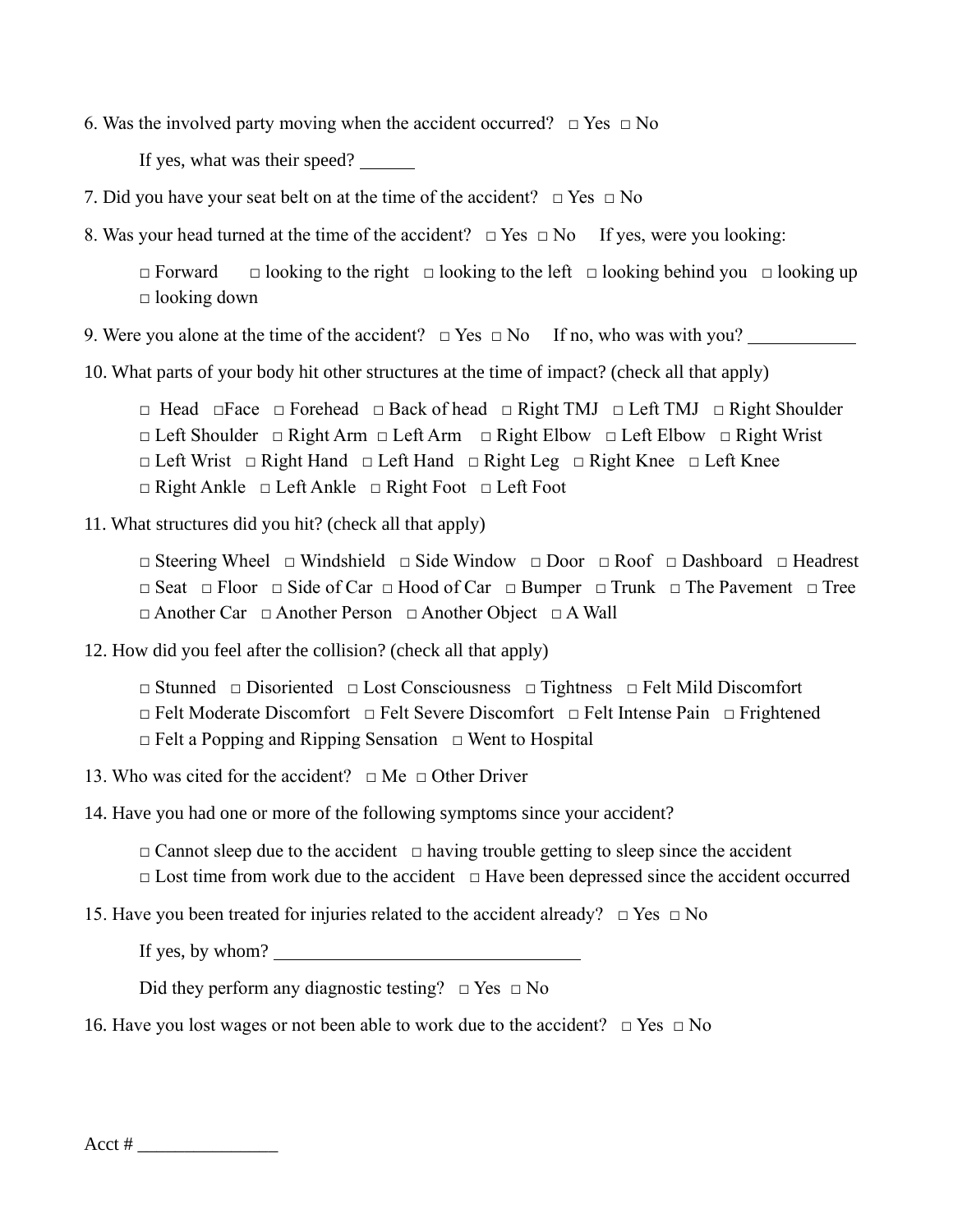6. Was the involved party moving when the accident occurred? □ Yes □ No

If yes, what was their speed? ______

7. Did you have your seat belt on at the time of the accident? □ Yes □ No

8. Was your head turned at the time of the accident? □ Yes □ No If yes, were you looking:

□ Forward □ looking to the right □ looking to the left □ looking behind you □ looking up □ looking down

9. Were you alone at the time of the accident? □ Yes □ No If no, who was with you? ___________

10. What parts of your body hit other structures at the time of impact? (check all that apply)

□ Head □Face □ Forehead □ Back of head □ Right TMJ □ Left TMJ □ Right Shoulder □ Left Shoulder □ Right Arm □ Left Arm □ Right Elbow □ Left Elbow □ Right Wrist □ Left Wrist □ Right Hand □ Left Hand □ Right Leg □ Right Knee □ Left Knee □ Right Ankle □ Left Ankle □ Right Foot □ Left Foot

11. What structures did you hit? (check all that apply)

□ Steering Wheel □ Windshield □ Side Window □ Door □ Roof □ Dashboard □ Headrest □ Seat □ Floor □ Side of Car □ Hood of Car □ Bumper □ Trunk □ The Pavement □ Tree □ Another Car □ Another Person □ Another Object □ A Wall

12. How did you feel after the collision? (check all that apply)

□ Stunned □ Disoriented □ Lost Consciousness □ Tightness □ Felt Mild Discomfort □ Felt Moderate Discomfort □ Felt Severe Discomfort □ Felt Intense Pain □ Frightened □ Felt a Popping and Ripping Sensation □ Went to Hospital

13. Who was cited for the accident? □ Me □ Other Driver

14. Have you had one or more of the following symptoms since your accident?

□ Cannot sleep due to the accident □ having trouble getting to sleep since the accident
□ Lost time from work due to the accident □ Have been depressed since the accident occurred

15. Have you been treated for injuries related to the accident already? □ Yes □ No

If yes, by whom? ________________________________

Did they perform any diagnostic testing? □ Yes □ No

16. Have you lost wages or not been able to work due to the accident? □ Yes □ No

Acct # _______________